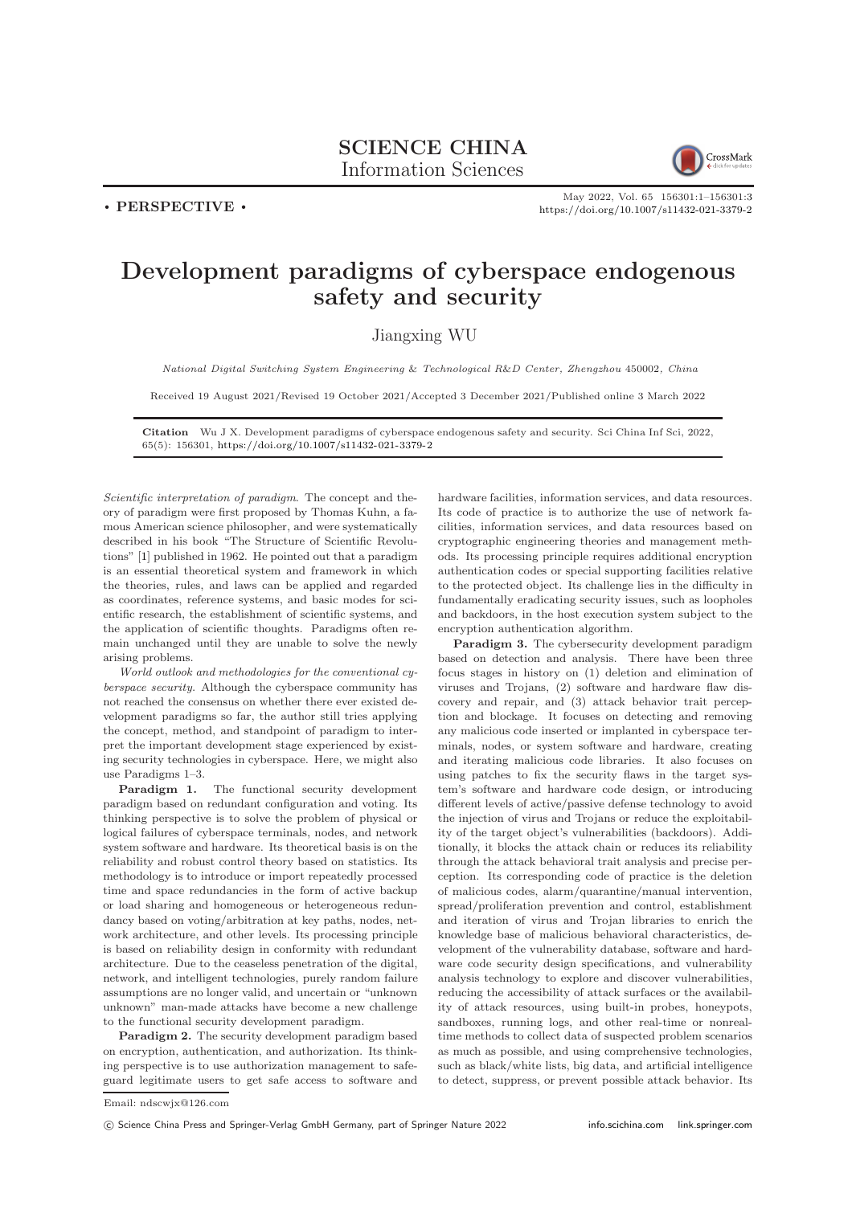**SCIENCE CHINA**
Information Sciences

• **PERSPECTIVE** •

# Development paradigms of cyberspace endogenous safety and security

Jiangxing WU

*National Digital Switching System Engineering & Technological R&D Center, Zhengzhou 450002, China*

Received 19 August 2021/Revised 19 October 2021/Accepted 3 December 2021/Published online 3 March 2022

**Citation** Wu J X. Development paradigms of cyberspace endogenous safety and security. Sci China Inf Sci, 2022, 65(5): 156301, https://doi.org/10.1007/s11432-021-3379-2

*Scientific interpretation of paradigm*. The concept and theory of paradigm were first proposed by Thomas Kuhn, a famous American science philosopher, and were systematically described in his book "The Structure of Scientific Revolutions" [1] published in 1962. He pointed out that a paradigm is an essential theoretical system and framework in which the theories, rules, and laws can be applied and regarded as coordinates, reference systems, and basic modes for scientific research, the establishment of scientific systems, and the application of scientific thoughts. Paradigms often remain unchanged until they are unable to solve the newly arising problems.

*World outlook and methodologies for the conventional cyberspace security*. Although the cyberspace community has not reached the consensus on whether there ever existed development paradigms so far, the author still tries applying the concept, method, and standpoint of paradigm to interpret the important development stage experienced by existing security technologies in cyberspace. Here, we might also use Paradigms 1–3.

**Paradigm 1.** The functional security development paradigm based on redundant configuration and voting. Its thinking perspective is to solve the problem of physical or logical failures of cyberspace terminals, nodes, and network system software and hardware. Its theoretical basis is on the reliability and robust control theory based on statistics. Its methodology is to introduce or import repeatedly processed time and space redundancies in the form of active backup or load sharing and homogeneous or heterogeneous redundancy based on voting/arbitration at key paths, nodes, network architecture, and other levels. Its processing principle is based on reliability design in conformity with redundant architecture. Due to the ceaseless penetration of the digital, network, and intelligent technologies, purely random failure assumptions are no longer valid, and uncertain or "unknown unknown" man-made attacks have become a new challenge to the functional security development paradigm.

**Paradigm 2.** The security development paradigm based on encryption, authentication, and authorization. Its thinking perspective is to use authorization management to safeguard legitimate users to get safe access to software and hardware facilities, information services, and data resources. Its code of practice is to authorize the use of network facilities, information services, and data resources based on cryptographic engineering theories and management methods. Its processing principle requires additional encryption authentication codes or special supporting facilities relative to the protected object. Its challenge lies in the difficulty in fundamentally eradicating security issues, such as loopholes and backdoors, in the host execution system subject to the encryption authentication algorithm.

**Paradigm 3.** The cybersecurity development paradigm based on detection and analysis. There have been three focus stages in history on (1) deletion and elimination of viruses and Trojans, (2) software and hardware flaw discovery and repair, and (3) attack behavior trait perception and blockage. It focuses on detecting and removing any malicious code inserted or implanted in cyberspace terminals, nodes, or system software and hardware, creating and iterating malicious code libraries. It also focuses on using patches to fix the security flaws in the target system's software and hardware code design, or introducing different levels of active/passive defense technology to avoid the injection of virus and Trojans or reduce the exploitability of the target object's vulnerabilities (backdoors). Additionally, it blocks the attack chain or reduces its reliability through the attack behavioral trait analysis and precise perception. Its corresponding code of practice is the deletion of malicious codes, alarm/quarantine/manual intervention, spread/proliferation prevention and control, establishment and iteration of virus and Trojan libraries to enrich the knowledge base of malicious behavioral characteristics, development of the vulnerability database, software and hardware code security design specifications, and vulnerability analysis technology to explore and discover vulnerabilities, reducing the accessibility of attack surfaces or the availability of attack resources, using built-in probes, honeypots, sandboxes, running logs, and other real-time or nonreal-time methods to collect data of suspected problem scenarios as much as possible, and using comprehensive technologies, such as black/white lists, big data, and artificial intelligence to detect, suppress, or prevent possible attack behavior. Its

Email: ndscwjx@126.com

© Science China Press and Springer-Verlag GmbH Germany, part of Springer Nature 2022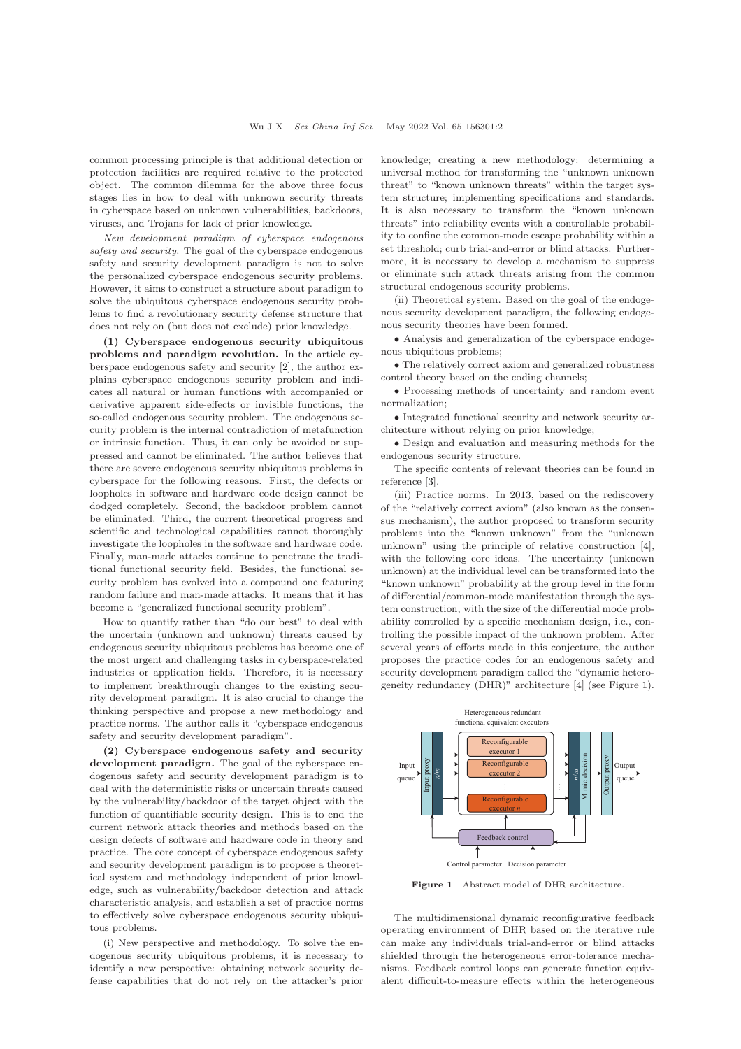common processing principle is that additional detection or protection facilities are required relative to the protected object. The common dilemma for the above three focus stages lies in how to deal with unknown security threats in cyberspace based on unknown vulnerabilities, backdoors, viruses, and Trojans for lack of prior knowledge.

*New development paradigm of cyberspace endogenous safety and security.* The goal of the cyberspace endogenous safety and security development paradigm is not to solve the personalized cyberspace endogenous security problems. However, it aims to construct a structure about paradigm to solve the ubiquitous cyberspace endogenous security problems to find a revolutionary security defense structure that does not rely on (but does not exclude) prior knowledge.

**(1) Cyberspace endogenous security ubiquitous problems and paradigm revolution.** In the article cyberspace endogenous safety and security [2], the author explains cyberspace endogenous security problem and indicates all natural or human functions with accompanied or derivative apparent side-effects or invisible functions, the so-called endogenous security problem. The endogenous security problem is the internal contradiction of metafunction or intrinsic function. Thus, it can only be avoided or suppressed and cannot be eliminated. The author believes that there are severe endogenous security ubiquitous problems in cyberspace for the following reasons. First, the defects or loopholes in software and hardware code design cannot be dodged completely. Second, the backdoor problem cannot be eliminated. Third, the current theoretical progress and scientific and technological capabilities cannot thoroughly investigate the loopholes in the software and hardware code. Finally, man-made attacks continue to penetrate the traditional functional security field. Besides, the functional security problem has evolved into a compound one featuring random failure and man-made attacks. It means that it has become a "generalized functional security problem".

How to quantify rather than "do our best" to deal with the uncertain (unknown and unknown) threats caused by endogenous security ubiquitous problems has become one of the most urgent and challenging tasks in cyberspace-related industries or application fields. Therefore, it is necessary to implement breakthrough changes to the existing security development paradigm. It is also crucial to change the thinking perspective and propose a new methodology and practice norms. The author calls it "cyberspace endogenous safety and security development paradigm".

**(2) Cyberspace endogenous safety and security development paradigm.** The goal of the cyberspace endogenous safety and security development paradigm is to deal with the deterministic risks or uncertain threats caused by the vulnerability/backdoor of the target object with the function of quantifiable security design. This is to end the current network attack theories and methods based on the design defects of software and hardware code in theory and practice. The core concept of cyberspace endogenous safety and security development paradigm is to propose a theoretical system and methodology independent of prior knowledge, such as vulnerability/backdoor detection and attack characteristic analysis, and establish a set of practice norms to effectively solve cyberspace endogenous security ubiquitous problems.

(i) New perspective and methodology. To solve the endogenous security ubiquitous problems, it is necessary to identify a new perspective: obtaining network security defense capabilities that do not rely on the attacker's prior knowledge; creating a new methodology: determining a universal method for transforming the "unknown unknown threat" to "known unknown threats" within the target system structure; implementing specifications and standards. It is also necessary to transform the "known unknown threats" into reliability events with a controllable probability to confine the common-mode escape probability within a set threshold; curb trial-and-error or blind attacks. Furthermore, it is necessary to develop a mechanism to suppress or eliminate such attack threats arising from the common structural endogenous security problems.

(ii) Theoretical system. Based on the goal of the endogenous security development paradigm, the following endogenous security theories have been formed.

- Analysis and generalization of the cyberspace endogenous ubiquitous problems;
- The relatively correct axiom and generalized robustness control theory based on the coding channels;
- Processing methods of uncertainty and random event normalization;
- Integrated functional security and network security architecture without relying on prior knowledge;
- Design and evaluation and measuring methods for the endogenous security structure.

The specific contents of relevant theories can be found in reference [3].

(iii) Practice norms. In 2013, based on the rediscovery of the "relatively correct axiom" (also known as the consensus mechanism), the author proposed to transform security problems into the "known unknown" from the "unknown unknown" using the principle of relative construction [4], with the following core ideas. The uncertainty (unknown unknown) at the individual level can be transformed into the "known unknown" probability at the group level in the form of differential/common-mode manifestation through the system construction, with the size of the differential mode probability controlled by a specific mechanism design, i.e., controlling the possible impact of the unknown problem. After several years of efforts made in this conjecture, the author proposes the practice codes for an endogenous safety and security development paradigm called the "dynamic heterogeneity redundancy (DHR)" architecture [4] (see Figure 1).

**Figure 1** Abstract model of DHR architecture.

The multidimensional dynamic reconfigurative feedback operating environment of DHR based on the iterative rule can make any individuals trial-and-error or blind attacks shielded through the heterogeneous error-tolerance mechanisms. Feedback control loops can generate function equivalent difficult-to-measure effects within the heterogeneous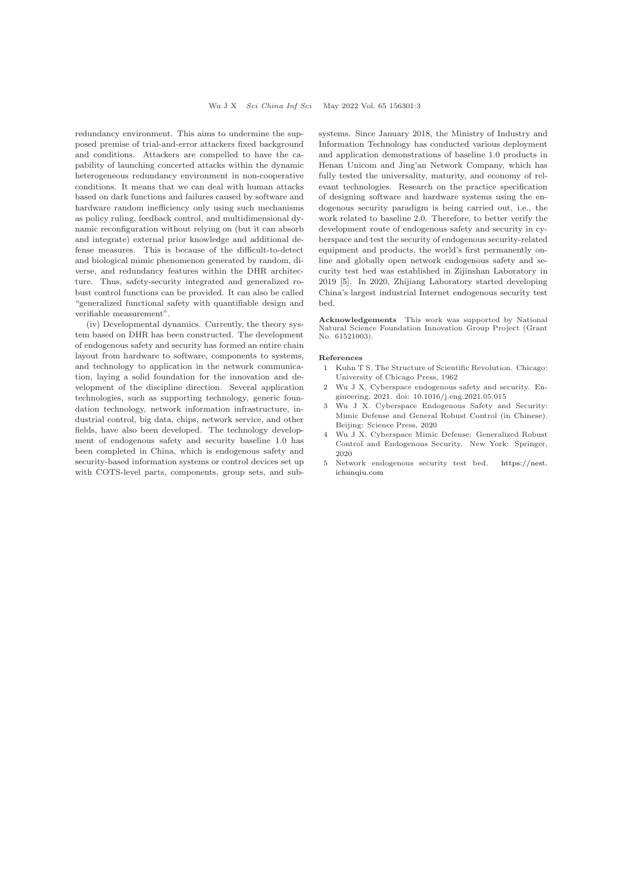redundancy environment. This aims to undermine the supposed premise of trial-and-error attackers fixed background and conditions. Attackers are compelled to have the capability of launching concerted attacks within the dynamic heterogeneous redundancy environment in non-cooperative conditions. It means that we can deal with human attacks based on dark functions and failures caused by software and hardware random inefficiency only using such mechanisms as policy ruling, feedback control, and multidimensional dynamic reconfiguration without relying on (but it can absorb and integrate) external prior knowledge and additional defense measures. This is because of the difficult-to-detect and biological mimic phenomenon generated by random, diverse, and redundancy features within the DHR architecture. Thus, safety-security integrated and generalized robust control functions can be provided. It can also be called "generalized functional safety with quantifiable design and verifiable measurement".

(iv) Developmental dynamics. Currently, the theory system based on DHR has been constructed. The development of endogenous safety and security has formed an entire chain layout from hardware to software, components to systems, and technology to application in the network communication, laying a solid foundation for the innovation and development of the discipline direction. Several application technologies, such as supporting technology, generic foundation technology, network information infrastructure, industrial control, big data, chips, network service, and other fields, have also been developed. The technology development of endogenous safety and security baseline 1.0 has been completed in China, which is endogenous safety and security-based information systems or control devices set up with COTS-level parts, components, group sets, and subsystems. Since January 2018, the Ministry of Industry and Information Technology has conducted various deployment and application demonstrations of baseline 1.0 products in Henan Unicom and Jing'an Network Company, which has fully tested the universality, maturity, and economy of relevant technologies. Research on the practice specification of designing software and hardware systems using the endogenous security paradigm is being carried out, i.e., the work related to baseline 2.0. Therefore, to better verify the development route of endogenous safety and security in cyberspace and test the security of endogenous security-related equipment and products, the world's first permanently online and globally open network endogenous safety and security test bed was established in Zijinshan Laboratory in 2019 [5]. In 2020, Zhijiang Laboratory started developing China's largest industrial Internet endogenous security test bed.

**Acknowledgements** This work was supported by National Natural Science Foundation Innovation Group Project (Grant No. 61521003).

**References**

1. Kuhn T S. The Structure of Scientific Revolution. Chicago: University of Chicago Press, 1962
2. Wu J X. Cyberspace endogenous safety and security. Engineering, 2021. doi: 10.1016/j.eng.2021.05.015
3. Wu J X. Cyberspace Endogenous Safety and Security: Mimic Defense and General Robust Control (in Chinese). Beijing: Science Press, 2020
4. Wu J X. Cyberspace Mimic Defense: Generalized Robust Control and Endogenous Security. New York: Springer, 2020
5. Network endogenous security test bed. https://nest.ichunqiu.com